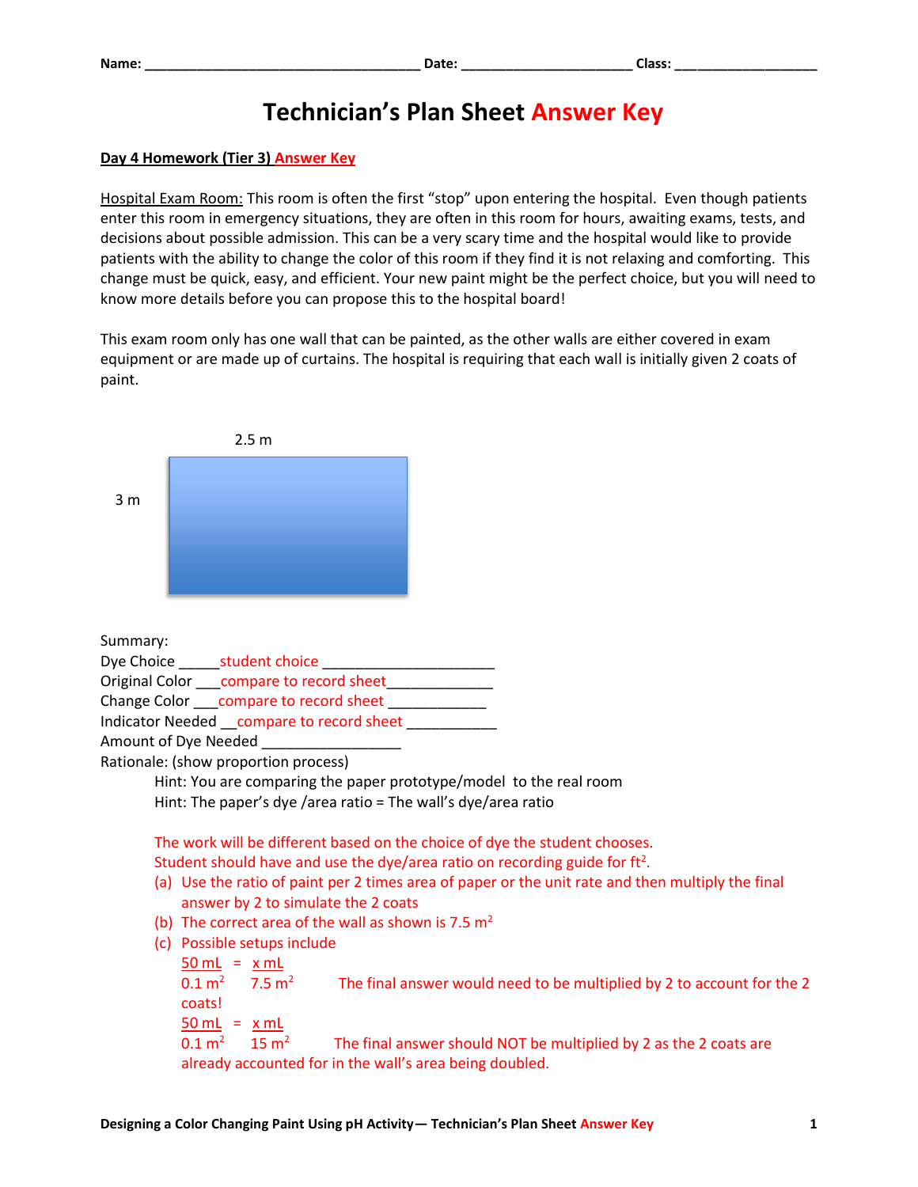Name: ___________________________________ Date: ______________________ Class: ___________________

# Technician's Plan Sheet Answer Key

**Day 4 Homework (Tier 3) Answer Key**

Hospital Exam Room: This room is often the first "stop" upon entering the hospital. Even though patients enter this room in emergency situations, they are often in this room for hours, awaiting exams, tests, and decisions about possible admission. This can be a very scary time and the hospital would like to provide patients with the ability to change the color of this room if they find it is not relaxing and comforting. This change must be quick, easy, and efficient. Your new paint might be the perfect choice, but you will need to know more details before you can propose this to the hospital board!

This exam room only has one wall that can be painted, as the other walls are either covered in exam equipment or are made up of curtains. The hospital is requiring that each wall is initially given 2 coats of paint.

2.5 m

3 m

Summary:

Dye Choice _____student choice _____________________

Original Color ___compare to record sheet_____________

Change Color ___compare to record sheet ____________

Indicator Needed __compare to record sheet ___________

Amount of Dye Needed _________________

Rationale: (show proportion process)

Hint: You are comparing the paper prototype/model to the real room

Hint: The paper's dye /area ratio = The wall's dye/area ratio

The work will be different based on the choice of dye the student chooses.

Student should have and use the dye/area ratio on recording guide for $ft^2$.

(a) Use the ratio of paint per 2 times area of paper or the unit rate and then multiply the final answer by 2 to simulate the 2 coats

(b) The correct area of the wall as shown is 7.5 $m^2$

(c) Possible setups include

$$\frac{50 \text{ mL}}{0.1 \text{ m}^2} = \frac{x \text{ mL}}{7.5 \text{ m}^2}$$

The final answer would need to be multiplied by 2 to account for the 2 coats!

$$\frac{50 \text{ mL}}{0.1 \text{ m}^2} = \frac{x \text{ mL}}{15 \text{ m}^2}$$

The final answer should NOT be multiplied by 2 as the 2 coats are already accounted for in the wall's area being doubled.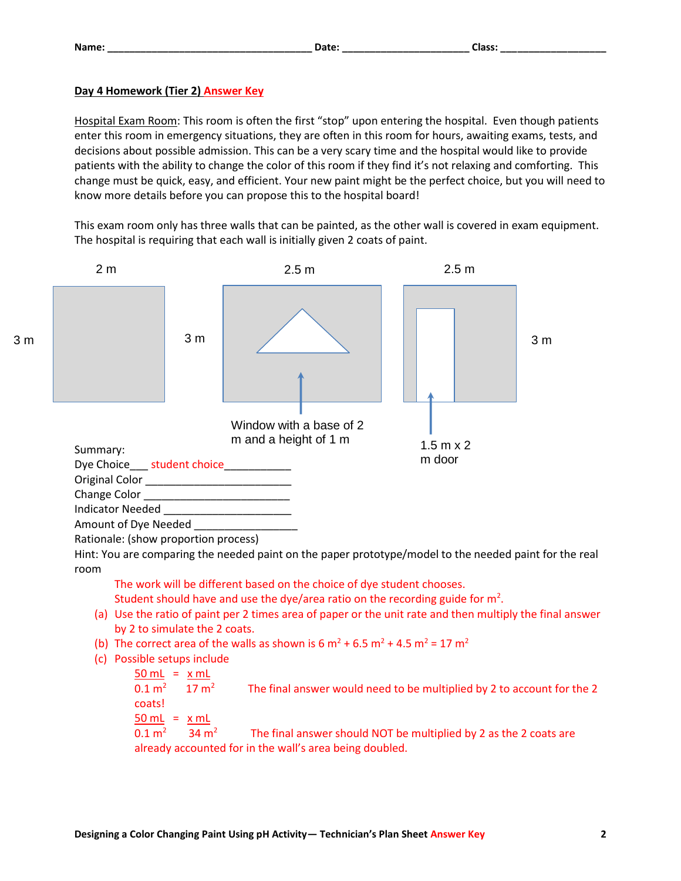Name: ____________________________________ Date: ______________________ Class: ___________________

**Day 4 Homework (Tier 2) Answer Key**

Hospital Exam Room: This room is often the first "stop" upon entering the hospital. Even though patients enter this room in emergency situations, they are often in this room for hours, awaiting exams, tests, and decisions about possible admission. This can be a very scary time and the hospital would like to provide patients with the ability to change the color of this room if they find it's not relaxing and comforting. This change must be quick, easy, and efficient. Your new paint might be the perfect choice, but you will need to know more details before you can propose this to the hospital board!

This exam room only has three walls that can be painted, as the other wall is covered in exam equipment. The hospital is requiring that each wall is initially given 2 coats of paint.

2 m

3 m

2.5 m

3 m

Window with a base of 2 m and a height of 1 m

2.5 m

3 m

1.5 m x 2 m door

Summary:
Dye Choice___ student choice___________
Original Color ________________________
Change Color ________________________
Indicator Needed _____________________
Amount of Dye Needed _________________
Rationale: (show proportion process)
Hint: You are comparing the needed paint on the paper prototype/model to the needed paint for the real room

The work will be different based on the choice of dye student chooses.
Student should have and use the dye/area ratio on the recording guide for $m^2$.

(a) Use the ratio of paint per 2 times area of paper or the unit rate and then multiply the final answer by 2 to simulate the 2 coats.
(b) The correct area of the walls as shown is $6\ m^2 + 6.5\ m^2 + 4.5\ m^2 = 17\ m^2$
(c) Possible setups include

$$\frac{50\ mL}{0.1\ m^2} = \frac{x\ mL}{17\ m^2}$$ The final answer would need to be multiplied by 2 to account for the 2 coats!

$$\frac{50\ mL}{0.1\ m^2} = \frac{x\ mL}{34\ m^2}$$ The final answer should NOT be multiplied by 2 as the 2 coats are already accounted for in the wall's area being doubled.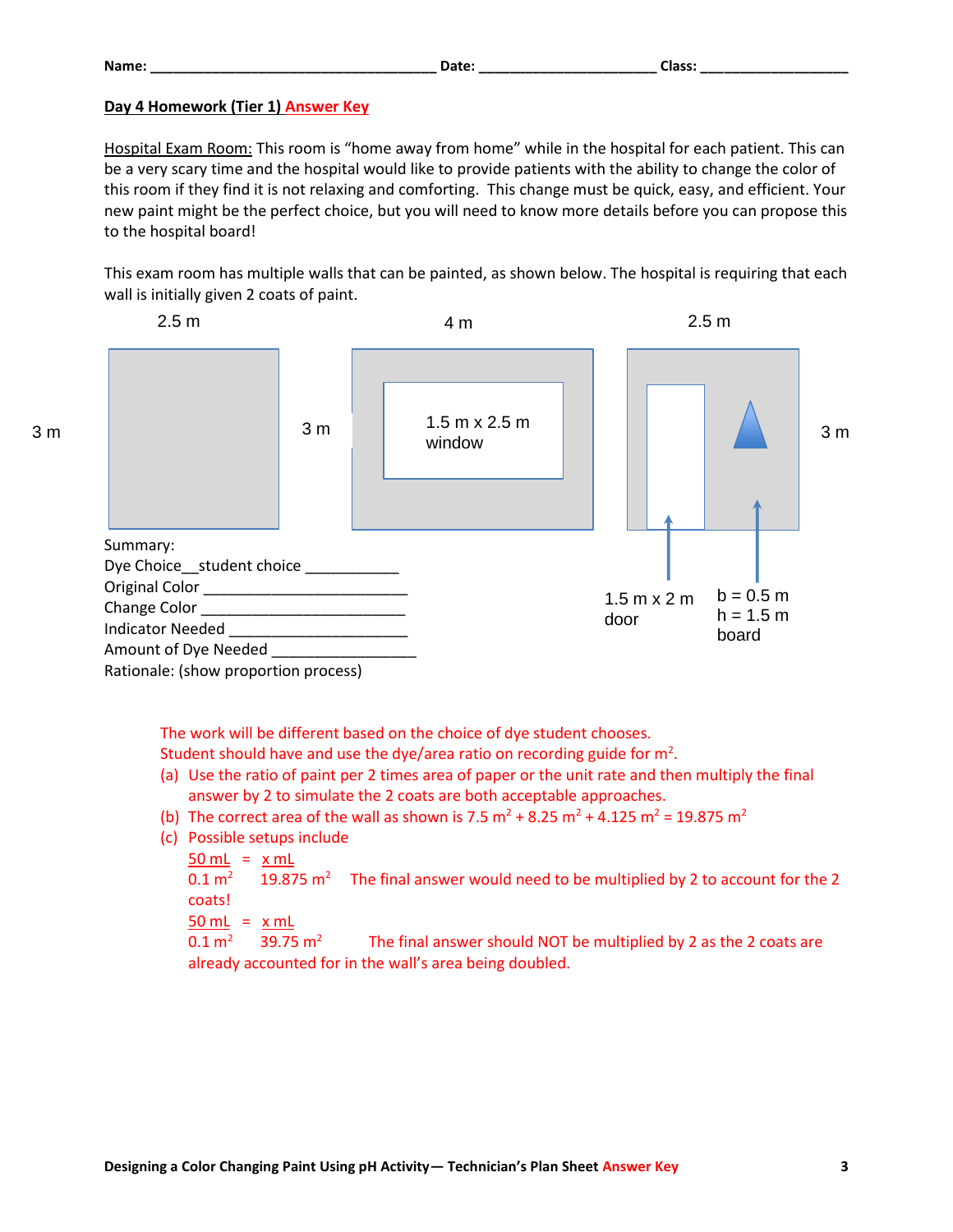Name: ______________________________________ Date: _______________________ Class: ___________________

**Day 4 Homework (Tier 1) Answer Key**

Hospital Exam Room: This room is "home away from home" while in the hospital for each patient. This can be a very scary time and the hospital would like to provide patients with the ability to change the color of this room if they find it is not relaxing and comforting. This change must be quick, easy, and efficient. Your new paint might be the perfect choice, but you will need to know more details before you can propose this to the hospital board!

This exam room has multiple walls that can be painted, as shown below. The hospital is requiring that each wall is initially given 2 coats of paint.

2.5 m

4 m

2.5 m

3 m

3 m

1.5 m x 2.5 m window

3 m

1.5 m x 2 m door

b = 0.5 m
h = 1.5 m
board

Summary:
Dye Choice__student choice ___________
Original Color ________________________
Change Color ________________________
Indicator Needed _____________________
Amount of Dye Needed _________________
Rationale: (show proportion process)

The work will be different based on the choice of dye student chooses.
Student should have and use the dye/area ratio on recording guide for $m^2$.

(a) Use the ratio of paint per 2 times area of paper or the unit rate and then multiply the final answer by 2 to simulate the 2 coats are both acceptable approaches.

(b) The correct area of the wall as shown is $7.5\ m^2 + 8.25\ m^2 + 4.125\ m^2 = 19.875\ m^2$

(c) Possible setups include

$$\frac{50\ mL}{0.1\ m^2} = \frac{x\ mL}{19.875\ m^2}$$

The final answer would need to be multiplied by 2 to account for the 2 coats!

$$\frac{50\ mL}{0.1\ m^2} = \frac{x\ mL}{39.75\ m^2}$$

The final answer should NOT be multiplied by 2 as the 2 coats are already accounted for in the wall's area being doubled.